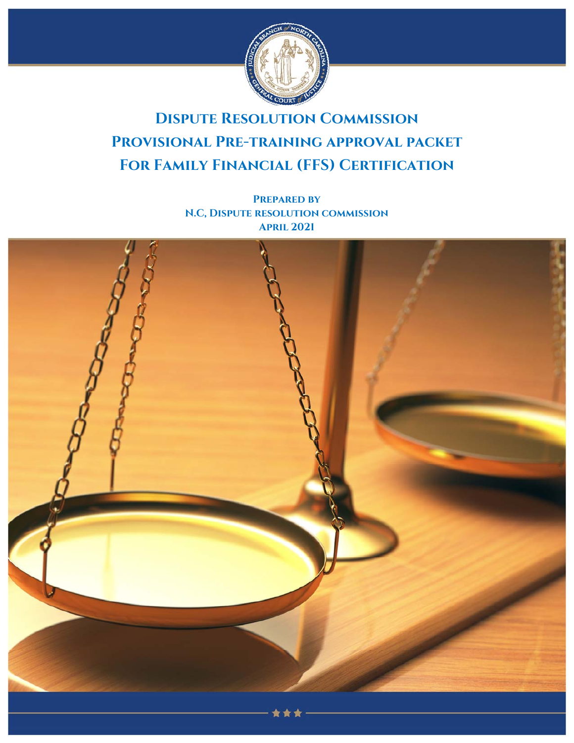# Dispute Resolution Commission

# Provisional Pre-training approval packet

# For Family Financial (FFS) Certification

**Prepared by**
**N.C, Dispute resolution commission**
**April 2021**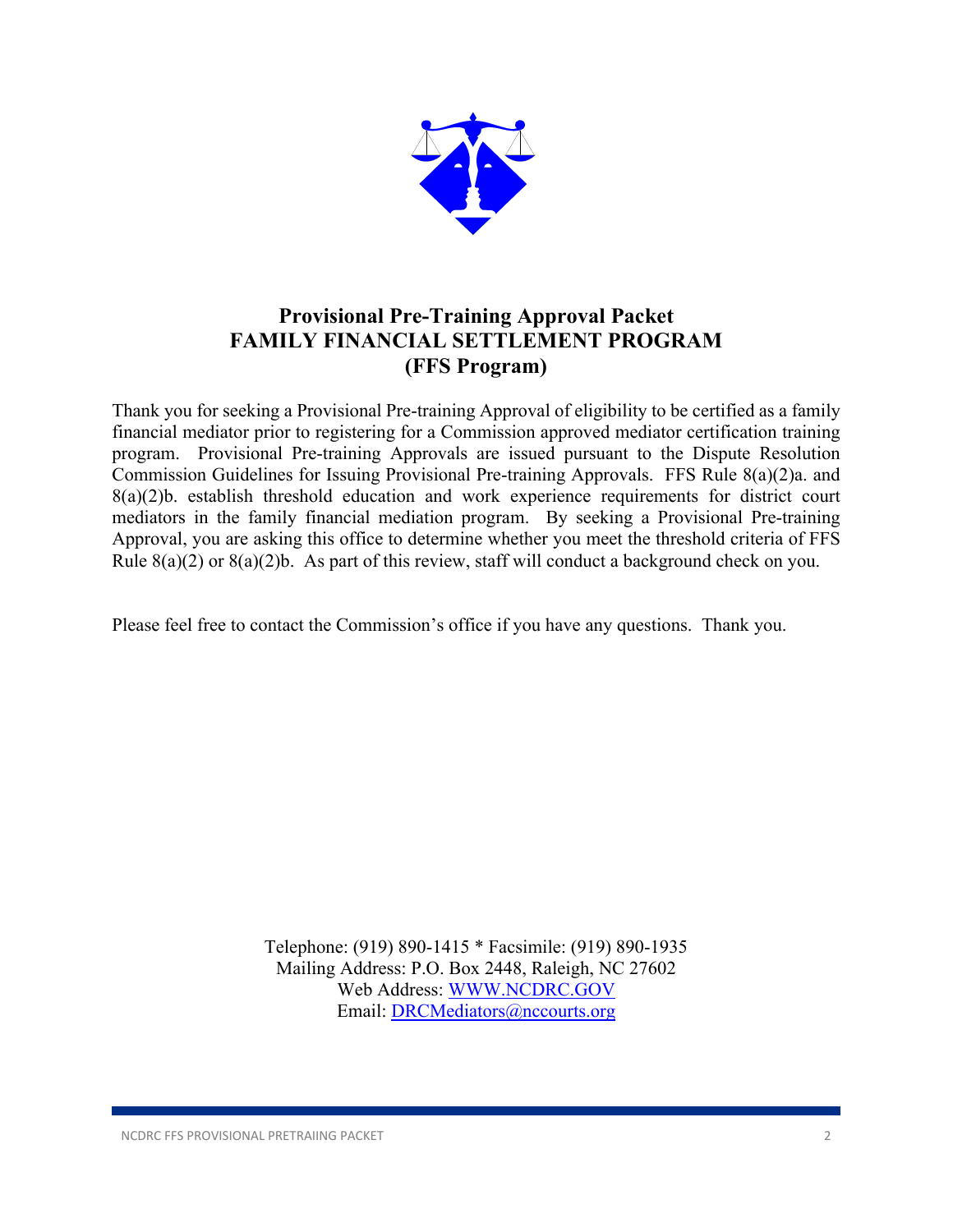# Provisional Pre-Training Approval Packet
# FAMILY FINANCIAL SETTLEMENT PROGRAM
# (FFS Program)

Thank you for seeking a Provisional Pre-training Approval of eligibility to be certified as a family financial mediator prior to registering for a Commission approved mediator certification training program. Provisional Pre-training Approvals are issued pursuant to the Dispute Resolution Commission Guidelines for Issuing Provisional Pre-training Approvals. FFS Rule 8(a)(2)a. and 8(a)(2)b. establish threshold education and work experience requirements for district court mediators in the family financial mediation program. By seeking a Provisional Pre-training Approval, you are asking this office to determine whether you meet the threshold criteria of FFS Rule 8(a)(2) or 8(a)(2)b. As part of this review, staff will conduct a background check on you.

Please feel free to contact the Commission's office if you have any questions. Thank you.

Telephone: (919) 890-1415 * Facsimile: (919) 890-1935
Mailing Address: P.O. Box 2448, Raleigh, NC 27602
Web Address: WWW.NCDRC.GOV
Email: DRCMediators@nccourts.org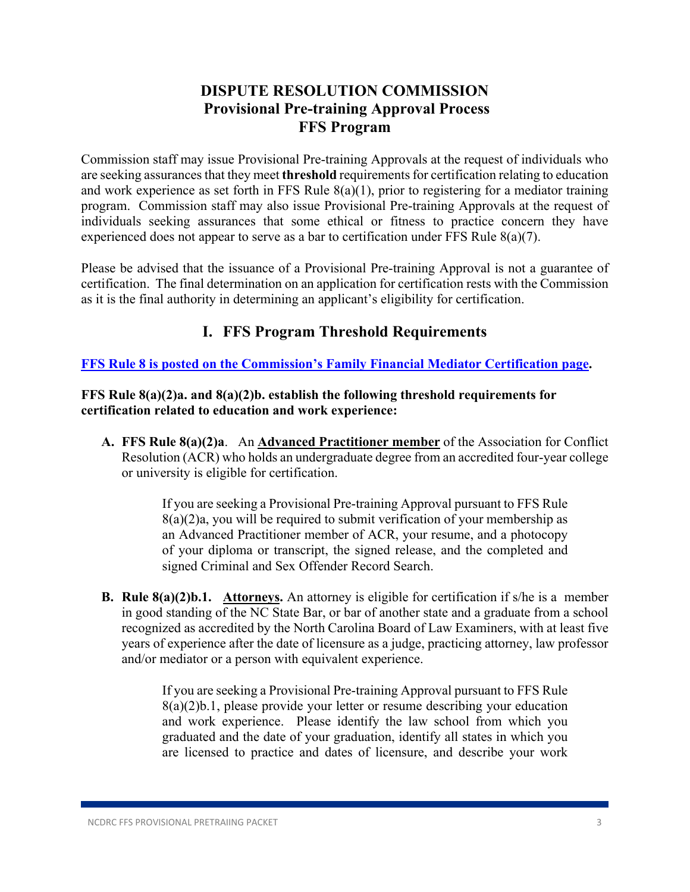# DISPUTE RESOLUTION COMMISSION
## Provisional Pre-training Approval Process
## FFS Program

Commission staff may issue Provisional Pre-training Approvals at the request of individuals who are seeking assurances that they meet **threshold** requirements for certification relating to education and work experience as set forth in FFS Rule 8(a)(1), prior to registering for a mediator training program. Commission staff may also issue Provisional Pre-training Approvals at the request of individuals seeking assurances that some ethical or fitness to practice concern they have experienced does not appear to serve as a bar to certification under FFS Rule 8(a)(7).

Please be advised that the issuance of a Provisional Pre-training Approval is not a guarantee of certification. The final determination on an application for certification rests with the Commission as it is the final authority in determining an applicant's eligibility for certification.

## I. FFS Program Threshold Requirements

**FFS Rule 8 is posted on the Commission's Family Financial Mediator Certification page.**

**FFS Rule 8(a)(2)a. and 8(a)(2)b. establish the following threshold requirements for certification related to education and work experience:**

**A. FFS Rule 8(a)(2)a**. An **Advanced Practitioner member** of the Association for Conflict Resolution (ACR) who holds an undergraduate degree from an accredited four-year college or university is eligible for certification.

> If you are seeking a Provisional Pre-training Approval pursuant to FFS Rule 8(a)(2)a, you will be required to submit verification of your membership as an Advanced Practitioner member of ACR, your resume, and a photocopy of your diploma or transcript, the signed release, and the completed and signed Criminal and Sex Offender Record Search.

**B. Rule 8(a)(2)b.1. Attorneys.** An attorney is eligible for certification if s/he is a member in good standing of the NC State Bar, or bar of another state and a graduate from a school recognized as accredited by the North Carolina Board of Law Examiners, with at least five years of experience after the date of licensure as a judge, practicing attorney, law professor and/or mediator or a person with equivalent experience.

> If you are seeking a Provisional Pre-training Approval pursuant to FFS Rule 8(a)(2)b.1, please provide your letter or resume describing your education and work experience. Please identify the law school from which you graduated and the date of your graduation, identify all states in which you are licensed to practice and dates of licensure, and describe your work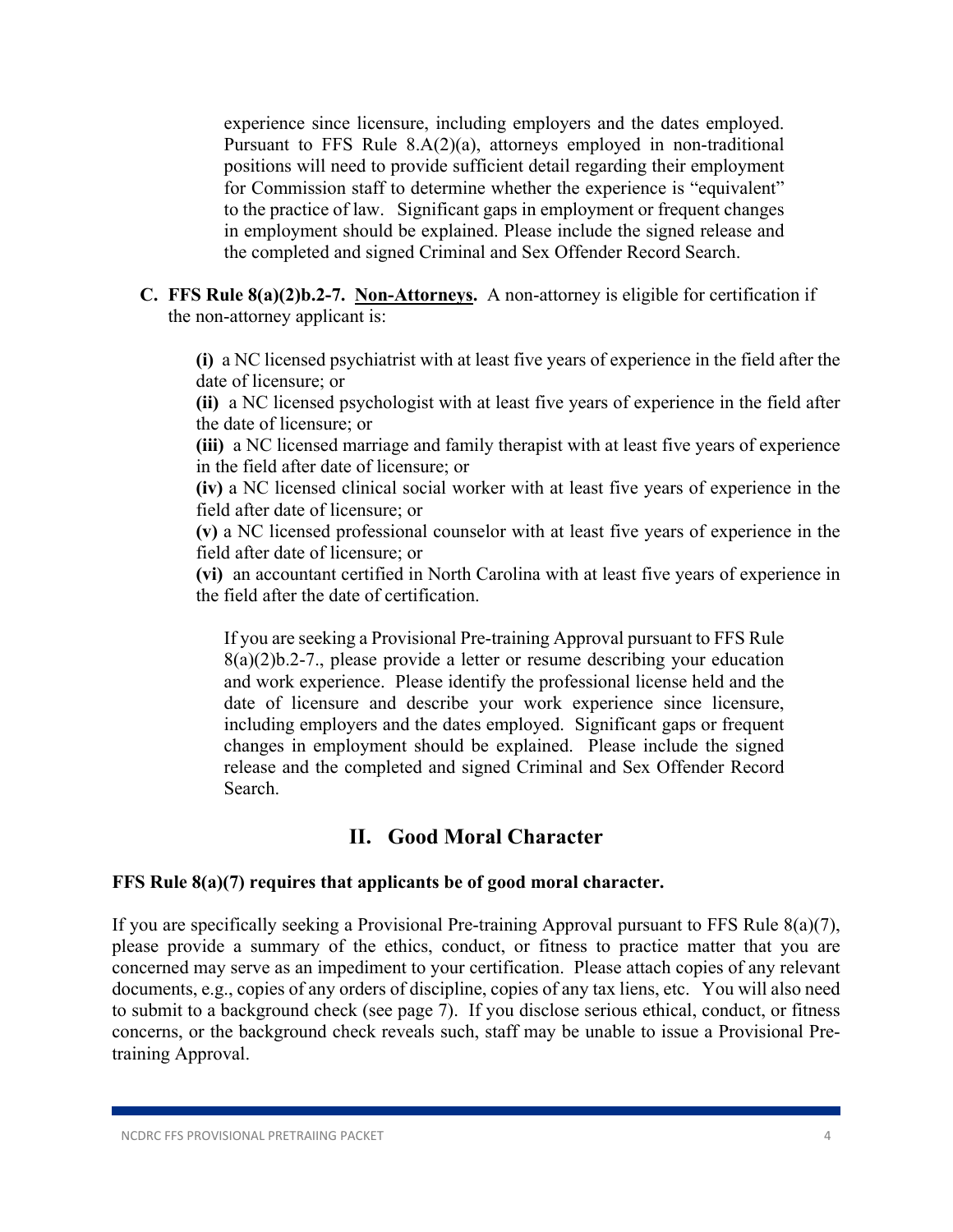experience since licensure, including employers and the dates employed. Pursuant to FFS Rule 8.A(2)(a), attorneys employed in non-traditional positions will need to provide sufficient detail regarding their employment for Commission staff to determine whether the experience is "equivalent" to the practice of law. Significant gaps in employment or frequent changes in employment should be explained. Please include the signed release and the completed and signed Criminal and Sex Offender Record Search.

**C. FFS Rule 8(a)(2)b.2-7. Non-Attorneys.** A non-attorney is eligible for certification if the non-attorney applicant is:

**(i)** a NC licensed psychiatrist with at least five years of experience in the field after the date of licensure; or
**(ii)** a NC licensed psychologist with at least five years of experience in the field after the date of licensure; or
**(iii)** a NC licensed marriage and family therapist with at least five years of experience in the field after date of licensure; or
**(iv)** a NC licensed clinical social worker with at least five years of experience in the field after date of licensure; or
**(v)** a NC licensed professional counselor with at least five years of experience in the field after date of licensure; or
**(vi)** an accountant certified in North Carolina with at least five years of experience in the field after the date of certification.

If you are seeking a Provisional Pre-training Approval pursuant to FFS Rule 8(a)(2)b.2-7., please provide a letter or resume describing your education and work experience. Please identify the professional license held and the date of licensure and describe your work experience since licensure, including employers and the dates employed. Significant gaps or frequent changes in employment should be explained. Please include the signed release and the completed and signed Criminal and Sex Offender Record Search.

## II. Good Moral Character

**FFS Rule 8(a)(7) requires that applicants be of good moral character.**

If you are specifically seeking a Provisional Pre-training Approval pursuant to FFS Rule 8(a)(7), please provide a summary of the ethics, conduct, or fitness to practice matter that you are concerned may serve as an impediment to your certification. Please attach copies of any relevant documents, e.g., copies of any orders of discipline, copies of any tax liens, etc. You will also need to submit to a background check (see page 7). If you disclose serious ethical, conduct, or fitness concerns, or the background check reveals such, staff may be unable to issue a Provisional Pre-training Approval.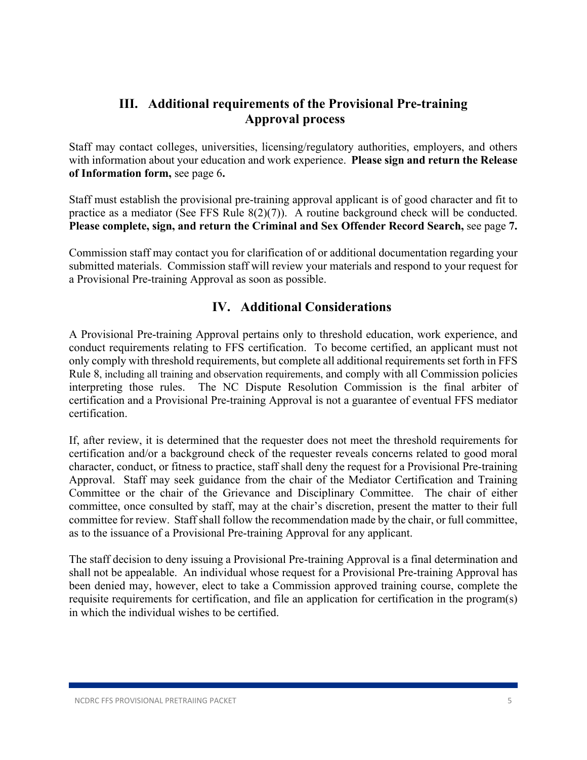## III. Additional requirements of the Provisional Pre-training Approval process

Staff may contact colleges, universities, licensing/regulatory authorities, employers, and others with information about your education and work experience. **Please sign and return the Release of Information form,** see page 6**.**

Staff must establish the provisional pre-training approval applicant is of good character and fit to practice as a mediator (See FFS Rule 8(2)(7)). A routine background check will be conducted. **Please complete, sign, and return the Criminal and Sex Offender Record Search,** see page **7.**

Commission staff may contact you for clarification of or additional documentation regarding your submitted materials. Commission staff will review your materials and respond to your request for a Provisional Pre-training Approval as soon as possible.

## IV. Additional Considerations

A Provisional Pre-training Approval pertains only to threshold education, work experience, and conduct requirements relating to FFS certification. To become certified, an applicant must not only comply with threshold requirements, but complete all additional requirements set forth in FFS Rule 8, including all training and observation requirements, and comply with all Commission policies interpreting those rules. The NC Dispute Resolution Commission is the final arbiter of certification and a Provisional Pre-training Approval is not a guarantee of eventual FFS mediator certification.

If, after review, it is determined that the requester does not meet the threshold requirements for certification and/or a background check of the requester reveals concerns related to good moral character, conduct, or fitness to practice, staff shall deny the request for a Provisional Pre-training Approval. Staff may seek guidance from the chair of the Mediator Certification and Training Committee or the chair of the Grievance and Disciplinary Committee. The chair of either committee, once consulted by staff, may at the chair's discretion, present the matter to their full committee for review. Staff shall follow the recommendation made by the chair, or full committee, as to the issuance of a Provisional Pre-training Approval for any applicant.

The staff decision to deny issuing a Provisional Pre-training Approval is a final determination and shall not be appealable. An individual whose request for a Provisional Pre-training Approval has been denied may, however, elect to take a Commission approved training course, complete the requisite requirements for certification, and file an application for certification in the program(s) in which the individual wishes to be certified.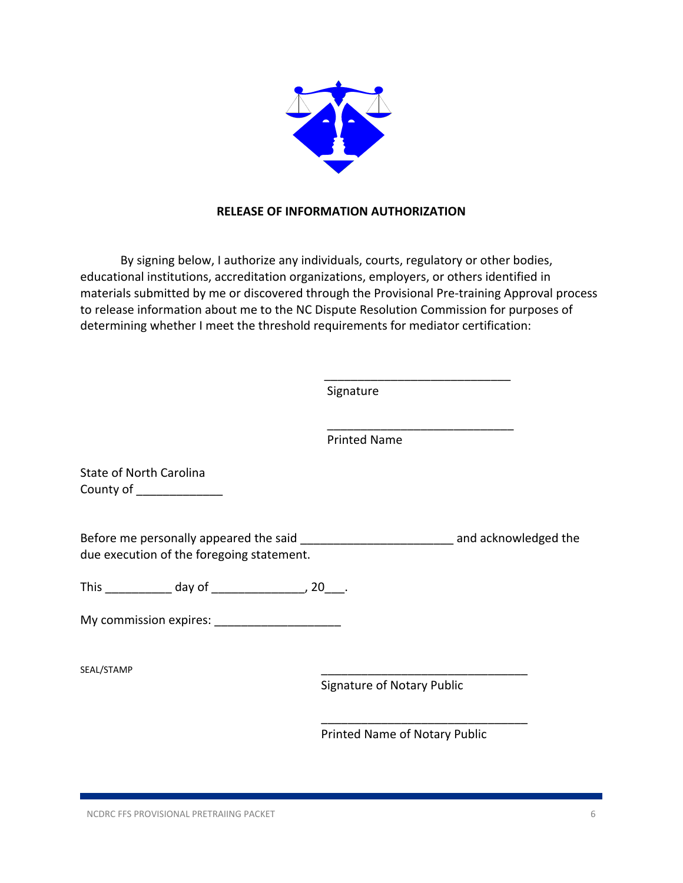**RELEASE OF INFORMATION AUTHORIZATION**

By signing below, I authorize any individuals, courts, regulatory or other bodies, educational institutions, accreditation organizations, employers, or others identified in materials submitted by me or discovered through the Provisional Pre-training Approval process to release information about me to the NC Dispute Resolution Commission for purposes of determining whether I meet the threshold requirements for mediator certification:

\_\_\_\_\_\_\_\_\_\_\_\_\_\_\_\_\_\_\_\_\_\_\_\_\_\_\_\_
Signature

\_\_\_\_\_\_\_\_\_\_\_\_\_\_\_\_\_\_\_\_\_\_\_\_\_\_\_\_
Printed Name

State of North Carolina
County of \_\_\_\_\_\_\_\_\_\_\_\_\_

Before me personally appeared the said \_\_\_\_\_\_\_\_\_\_\_\_\_\_\_\_\_\_\_\_\_\_ and acknowledged the due execution of the foregoing statement.

This \_\_\_\_\_\_\_\_\_\_ day of \_\_\_\_\_\_\_\_\_\_\_\_\_\_, 20\_\_\_.

My commission expires: \_\_\_\_\_\_\_\_\_\_\_\_\_\_\_\_\_\_\_

SEAL/STAMP

\_\_\_\_\_\_\_\_\_\_\_\_\_\_\_\_\_\_\_\_\_\_\_\_\_\_\_\_\_\_\_
Signature of Notary Public

\_\_\_\_\_\_\_\_\_\_\_\_\_\_\_\_\_\_\_\_\_\_\_\_\_\_\_\_\_\_\_
Printed Name of Notary Public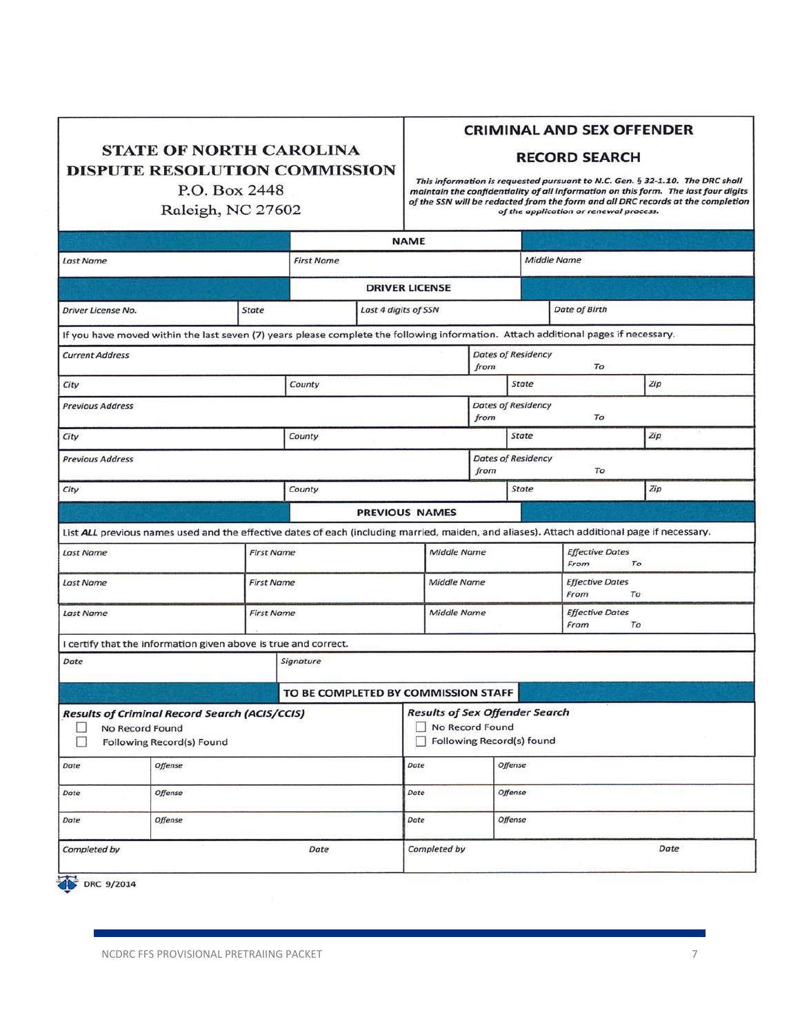# STATE OF NORTH CAROLINA DISPUTE RESOLUTION COMMISSION

P.O. Box 2448
Raleigh, NC 27602

## CRIMINAL AND SEX OFFENDER RECORD SEARCH

*This information is requested pursuant to N.C. Gen. § 32-1.10. The DRC shall maintain the confidentiality of all information on this form. The last four digits of the SSN will be redacted from the form and all DRC records at the completion of the application or renewal process.*

### NAME

| | | |
|---|---|---|
| *Last Name* | *First Name* | *Middle Name* |

### DRIVER LICENSE

| | | | |
|---|---|---|---|
| *Driver License No.* | *State* | *Last 4 digits of SSN* | *Date of Birth* |

If you have moved within the last seven (7) years please complete the following information. Attach additional pages if necessary.

| | | | |
|---|---|---|---|
| *Current Address* | | *Dates of Residency* *from* *To* | |
| *City* | *County* | *State* | *Zip* |
| *Previous Address* | | *Dates of Residency* *from* *To* | |
| *City* | *County* | *State* | *Zip* |
| *Previous Address* | | *Dates of Residency* *from* *To* | |
| *City* | *County* | *State* | *Zip* |

### PREVIOUS NAMES

List ***ALL*** previous names used and the effective dates of each (including married, maiden, and aliases). Attach additional page if necessary.

| | | | |
|---|---|---|---|
| *Last Name* | *First Name* | *Middle Name* | *Effective Dates* *From* *To* |
| *Last Name* | *First Name* | *Middle Name* | *Effective Dates* *From* *To* |
| *Last Name* | *First Name* | *Middle Name* | *Effective Dates* *From* *To* |

I certify that the information given above is true and correct.

| | |
|---|---|
| *Date* | *Signature* |

### TO BE COMPLETED BY COMMISSION STAFF

| | | | |
|---|---|---|---|
| ***Results of Criminal Record Search (ACIS/CCIS)*** ☐ No Record Found ☐ Following Record(s) Found | | ***Results of Sex Offender Search*** ☐ No Record Found ☐ Following Record(s) found | |
| *Date* | *Offense* | *Date* | *Offense* |
| *Date* | *Offense* | *Date* | *Offense* |
| *Date* | *Offense* | *Date* | *Offense* |
| *Completed by* | *Date* | *Completed by* | *Date* |

DRC 9/2014